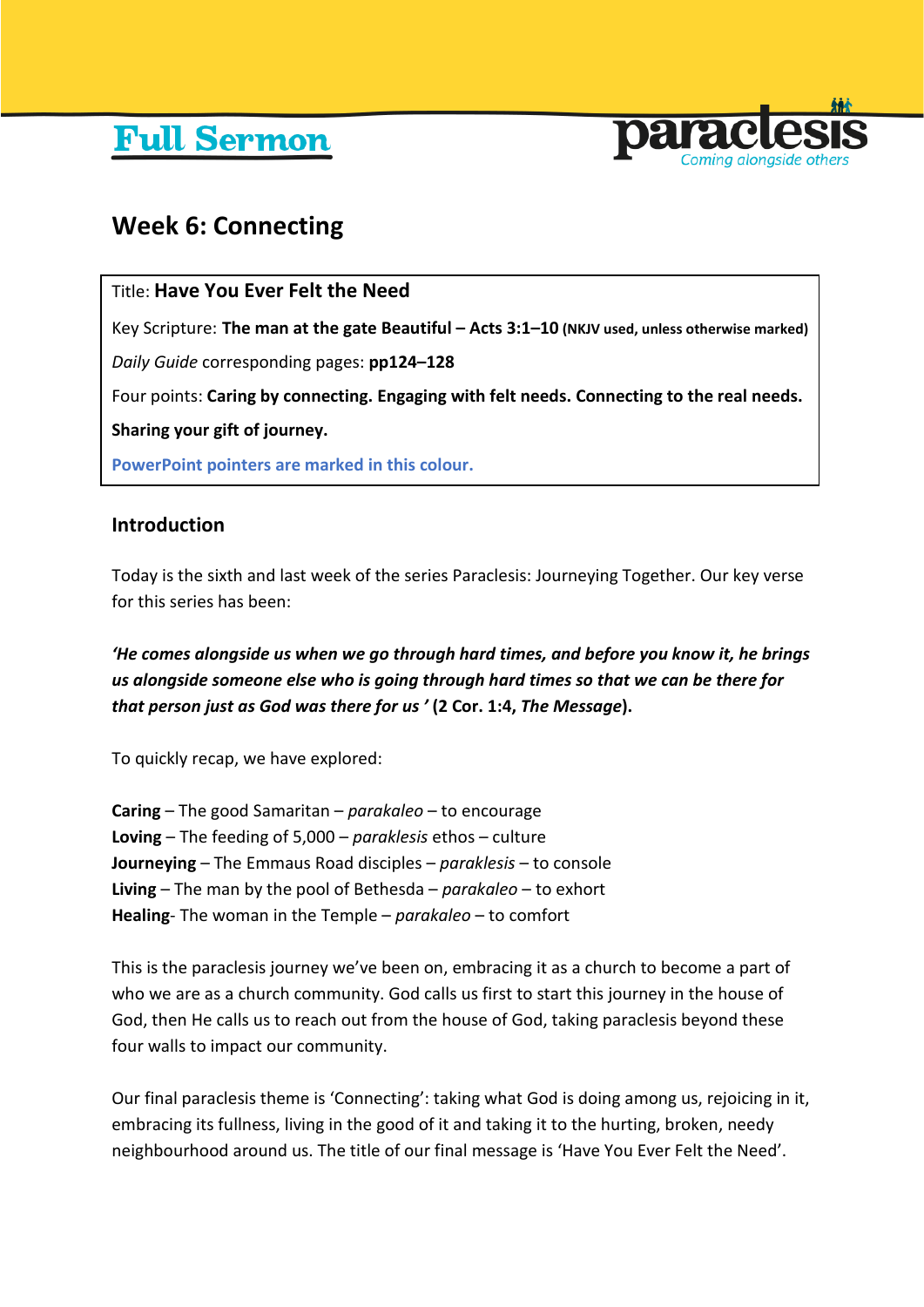# Full Sermon

paraclesis
Coming alongside others

## Week 6: Connecting

Title: **Have You Ever Felt the Need**

Key Scripture: **The man at the gate Beautiful – Acts 3:1–10 (NKJV used, unless otherwise marked)**

*Daily Guide* corresponding pages: **pp124–128**

Four points: **Caring by connecting. Engaging with felt needs. Connecting to the real needs. Sharing your gift of journey.**

PowerPoint pointers are marked in this colour.

### Introduction

Today is the sixth and last week of the series Paraclesis: Journeying Together. Our key verse for this series has been:

***'He comes alongside us when we go through hard times, and before you know it, he brings us alongside someone else who is going through hard times so that we can be there for that person just as God was there for us '*** **(2 Cor. 1:4, *The Message*).**

To quickly recap, we have explored:

**Caring** – The good Samaritan – *parakaleo* – to encourage
**Loving** – The feeding of 5,000 – *paraklesis* ethos – culture
**Journeying** – The Emmaus Road disciples – *paraklesis* – to console
**Living** – The man by the pool of Bethesda – *parakaleo* – to exhort
**Healing**- The woman in the Temple – *parakaleo* – to comfort

This is the paraclesis journey we've been on, embracing it as a church to become a part of who we are as a church community. God calls us first to start this journey in the house of God, then He calls us to reach out from the house of God, taking paraclesis beyond these four walls to impact our community.

Our final paraclesis theme is 'Connecting': taking what God is doing among us, rejoicing in it, embracing its fullness, living in the good of it and taking it to the hurting, broken, needy neighbourhood around us. The title of our final message is 'Have You Ever Felt the Need'.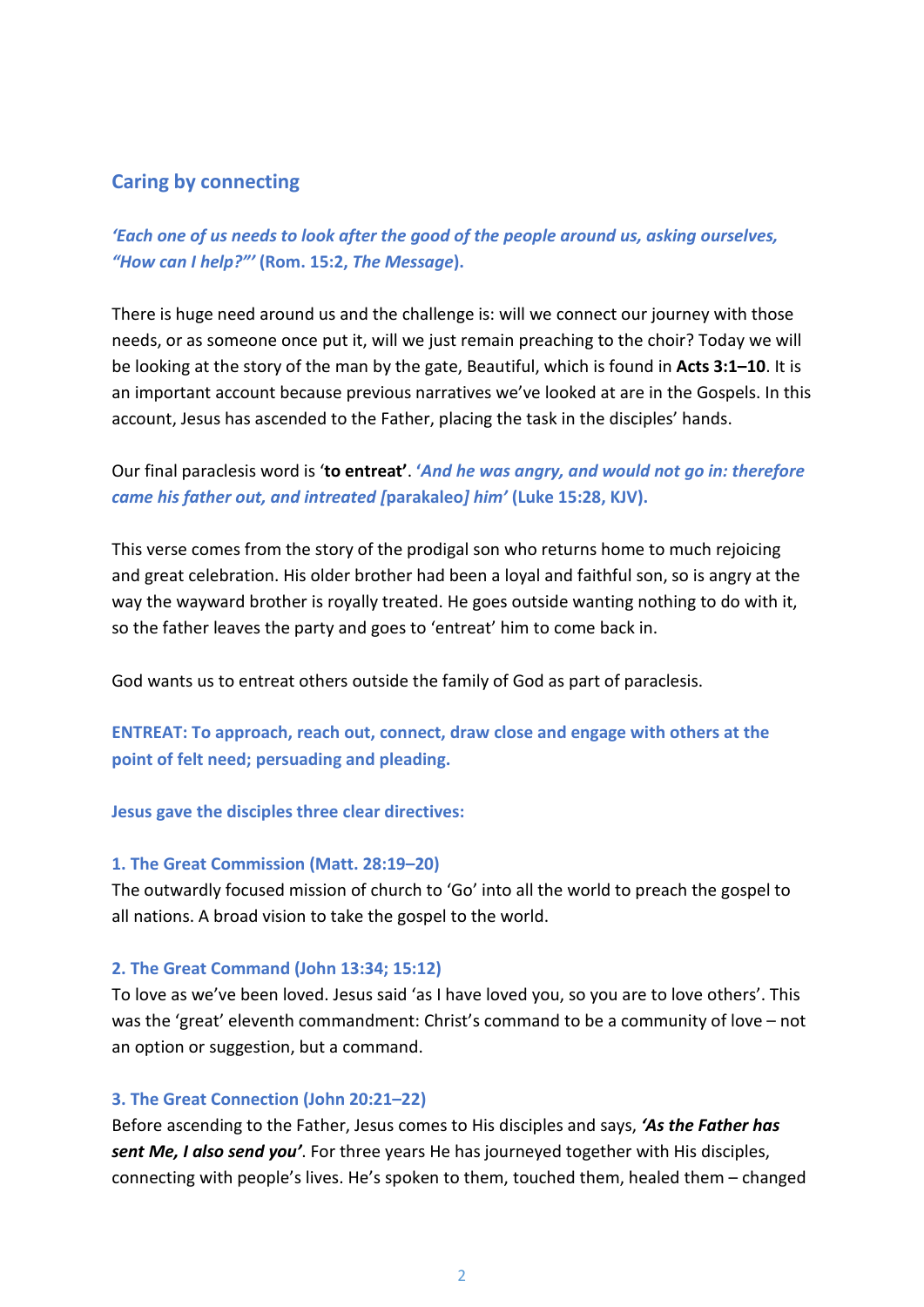## Caring by connecting

***'Each one of us needs to look after the good of the people around us, asking ourselves, "How can I help?"'*** **(Rom. 15:2, *The Message*).**

There is huge need around us and the challenge is: will we connect our journey with those needs, or as someone once put it, will we just remain preaching to the choir? Today we will be looking at the story of the man by the gate, Beautiful, which is found in **Acts 3:1–10**. It is an important account because previous narratives we've looked at are in the Gospels. In this account, Jesus has ascended to the Father, placing the task in the disciples' hands.

Our final paraclesis word is '**to entreat**'. ***'And he was angry, and would not go in: therefore came his father out, and intreated [*parakaleo*] him'*** **(Luke 15:28, KJV).**

This verse comes from the story of the prodigal son who returns home to much rejoicing and great celebration. His older brother had been a loyal and faithful son, so is angry at the way the wayward brother is royally treated. He goes outside wanting nothing to do with it, so the father leaves the party and goes to 'entreat' him to come back in.

God wants us to entreat others outside the family of God as part of paraclesis.

**ENTREAT: To approach, reach out, connect, draw close and engage with others at the point of felt need; persuading and pleading.**

**Jesus gave the disciples three clear directives:**

**1. The Great Commission (Matt. 28:19–20)**

The outwardly focused mission of church to 'Go' into all the world to preach the gospel to all nations. A broad vision to take the gospel to the world.

**2. The Great Command (John 13:34; 15:12)**

To love as we've been loved. Jesus said 'as I have loved you, so you are to love others'. This was the 'great' eleventh commandment: Christ's command to be a community of love – not an option or suggestion, but a command.

**3. The Great Connection (John 20:21–22)**

Before ascending to the Father, Jesus comes to His disciples and says, ***'As the Father has sent Me, I also send you'***. For three years He has journeyed together with His disciples, connecting with people's lives. He's spoken to them, touched them, healed them – changed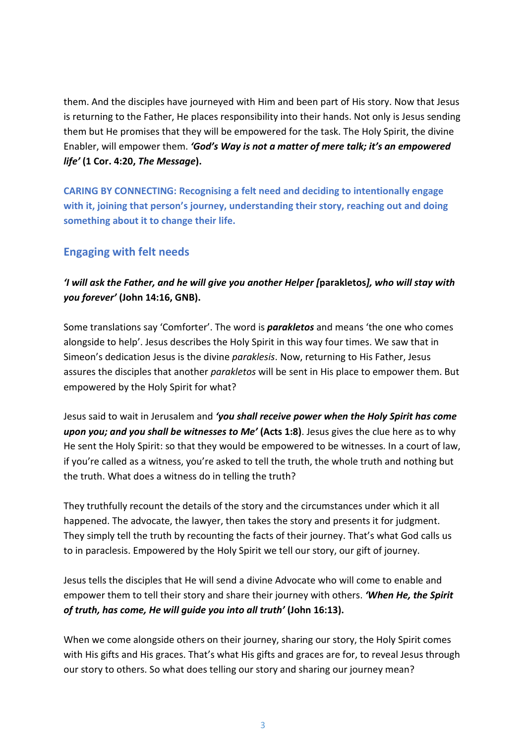them. And the disciples have journeyed with Him and been part of His story. Now that Jesus is returning to the Father, He places responsibility into their hands. Not only is Jesus sending them but He promises that they will be empowered for the task. The Holy Spirit, the divine Enabler, will empower them. ***'God's Way is not a matter of mere talk; it's an empowered life'*** **(1 Cor. 4:20, *The Message*).**

**CARING BY CONNECTING: Recognising a felt need and deciding to intentionally engage with it, joining that person's journey, understanding their story, reaching out and doing something about it to change their life.**

## Engaging with felt needs

***'I will ask the Father, and he will give you another Helper [*parakletos*], who will stay with you forever'*** **(John 14:16, GNB).**

Some translations say 'Comforter'. The word is ***parakletos*** and means 'the one who comes alongside to help'. Jesus describes the Holy Spirit in this way four times. We saw that in Simeon's dedication Jesus is the divine *paraklesis*. Now, returning to His Father, Jesus assures the disciples that another *parakletos* will be sent in His place to empower them. But empowered by the Holy Spirit for what?

Jesus said to wait in Jerusalem and ***'you shall receive power when the Holy Spirit has come upon you; and you shall be witnesses to Me'*** **(Acts 1:8)**. Jesus gives the clue here as to why He sent the Holy Spirit: so that they would be empowered to be witnesses. In a court of law, if you're called as a witness, you're asked to tell the truth, the whole truth and nothing but the truth. What does a witness do in telling the truth?

They truthfully recount the details of the story and the circumstances under which it all happened. The advocate, the lawyer, then takes the story and presents it for judgment. They simply tell the truth by recounting the facts of their journey. That's what God calls us to in paraclesis. Empowered by the Holy Spirit we tell our story, our gift of journey.

Jesus tells the disciples that He will send a divine Advocate who will come to enable and empower them to tell their story and share their journey with others. ***'When He, the Spirit of truth, has come, He will guide you into all truth'*** **(John 16:13).**

When we come alongside others on their journey, sharing our story, the Holy Spirit comes with His gifts and His graces. That's what His gifts and graces are for, to reveal Jesus through our story to others. So what does telling our story and sharing our journey mean?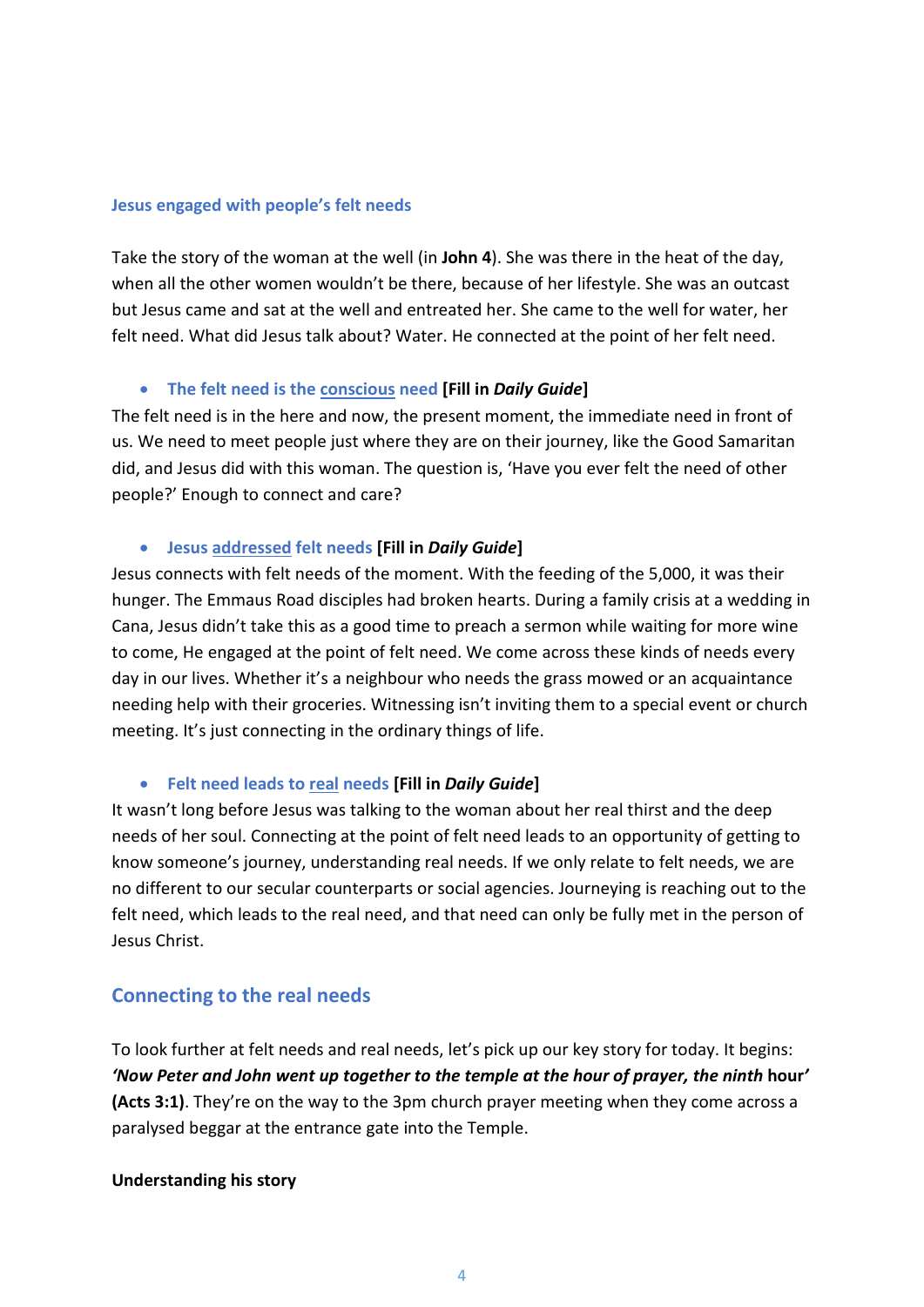### Jesus engaged with people's felt needs

Take the story of the woman at the well (in **John 4**). She was there in the heat of the day, when all the other women wouldn't be there, because of her lifestyle. She was an outcast but Jesus came and sat at the well and entreated her. She came to the well for water, her felt need. What did Jesus talk about? Water. He connected at the point of her felt need.

- **The felt need is the <u>conscious</u> need** **[Fill in *Daily Guide*]**

The felt need is in the here and now, the present moment, the immediate need in front of us. We need to meet people just where they are on their journey, like the Good Samaritan did, and Jesus did with this woman. The question is, 'Have you ever felt the need of other people?' Enough to connect and care?

- **Jesus <u>addressed</u> felt needs** **[Fill in *Daily Guide*]**

Jesus connects with felt needs of the moment. With the feeding of the 5,000, it was their hunger. The Emmaus Road disciples had broken hearts. During a family crisis at a wedding in Cana, Jesus didn't take this as a good time to preach a sermon while waiting for more wine to come, He engaged at the point of felt need. We come across these kinds of needs every day in our lives. Whether it's a neighbour who needs the grass mowed or an acquaintance needing help with their groceries. Witnessing isn't inviting them to a special event or church meeting. It's just connecting in the ordinary things of life.

- **Felt need leads to <u>real</u> needs** **[Fill in *Daily Guide*]**

It wasn't long before Jesus was talking to the woman about her real thirst and the deep needs of her soul. Connecting at the point of felt need leads to an opportunity of getting to know someone's journey, understanding real needs. If we only relate to felt needs, we are no different to our secular counterparts or social agencies. Journeying is reaching out to the felt need, which leads to the real need, and that need can only be fully met in the person of Jesus Christ.

## Connecting to the real needs

To look further at felt needs and real needs, let's pick up our key story for today. It begins: ***'Now Peter and John went up together to the temple at the hour of prayer, the ninth* hour' (Acts 3:1)**. They're on the way to the 3pm church prayer meeting when they come across a paralysed beggar at the entrance gate into the Temple.

**Understanding his story**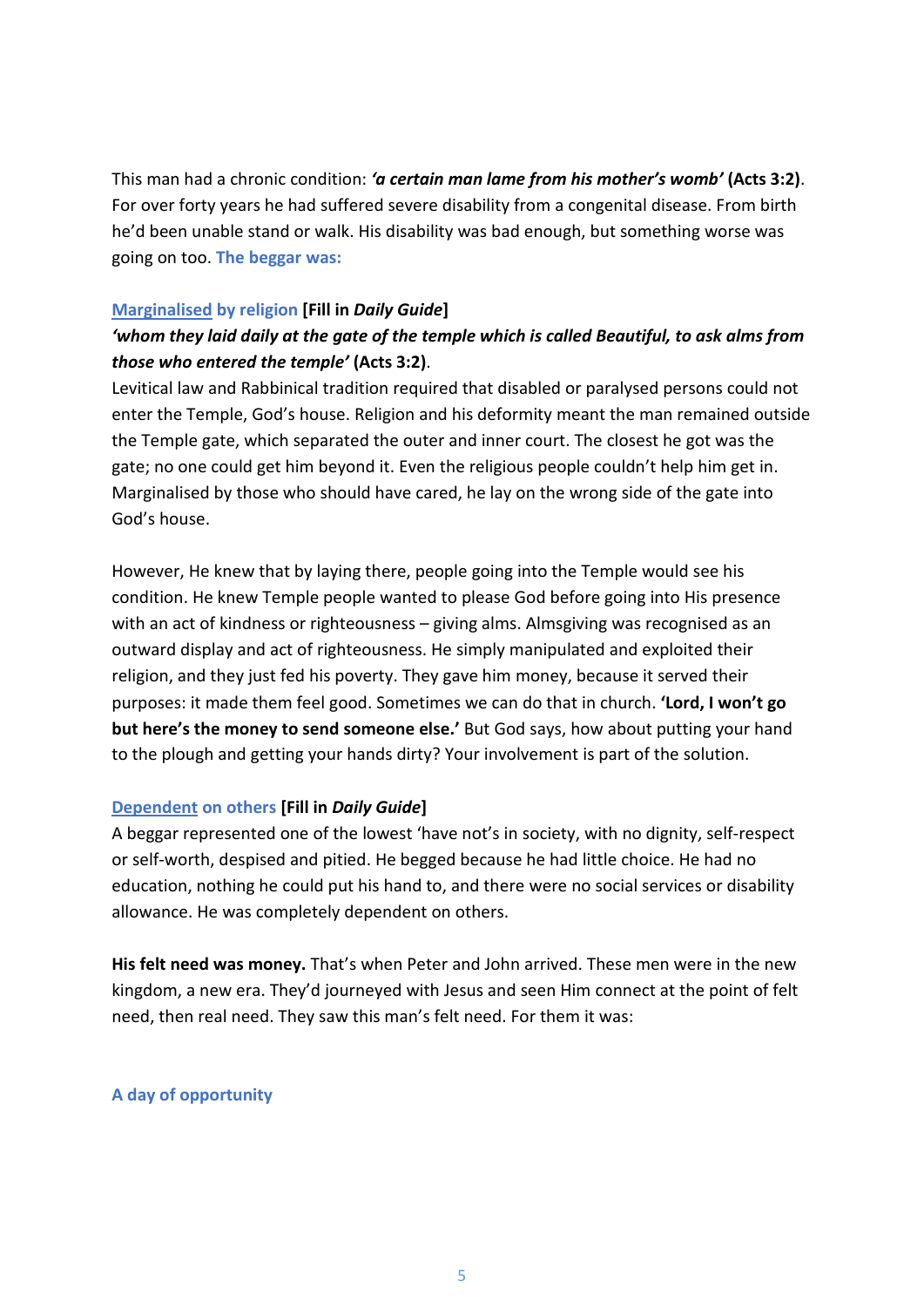This man had a chronic condition: ***'a certain man lame from his mother's womb'*** **(Acts 3:2)**. For over forty years he had suffered severe disability from a congenital disease. From birth he'd been unable stand or walk. His disability was bad enough, but something worse was going on too. **The beggar was:**

### Marginalised by religion [Fill in *Daily Guide*]

***'whom they laid daily at the gate of the temple which is called Beautiful, to ask alms from those who entered the temple'*** **(Acts 3:2)**.

Levitical law and Rabbinical tradition required that disabled or paralysed persons could not enter the Temple, God's house. Religion and his deformity meant the man remained outside the Temple gate, which separated the outer and inner court. The closest he got was the gate; no one could get him beyond it. Even the religious people couldn't help him get in. Marginalised by those who should have cared, he lay on the wrong side of the gate into God's house.

However, He knew that by laying there, people going into the Temple would see his condition. He knew Temple people wanted to please God before going into His presence with an act of kindness or righteousness – giving alms. Almsgiving was recognised as an outward display and act of righteousness. He simply manipulated and exploited their religion, and they just fed his poverty. They gave him money, because it served their purposes: it made them feel good. Sometimes we can do that in church. **'Lord, I won't go but here's the money to send someone else.'** But God says, how about putting your hand to the plough and getting your hands dirty? Your involvement is part of the solution.

### Dependent on others [Fill in *Daily Guide*]

A beggar represented one of the lowest 'have not's in society, with no dignity, self-respect or self-worth, despised and pitied. He begged because he had little choice. He had no education, nothing he could put his hand to, and there were no social services or disability allowance. He was completely dependent on others.

**His felt need was money.** That's when Peter and John arrived. These men were in the new kingdom, a new era. They'd journeyed with Jesus and seen Him connect at the point of felt need, then real need. They saw this man's felt need. For them it was:

### A day of opportunity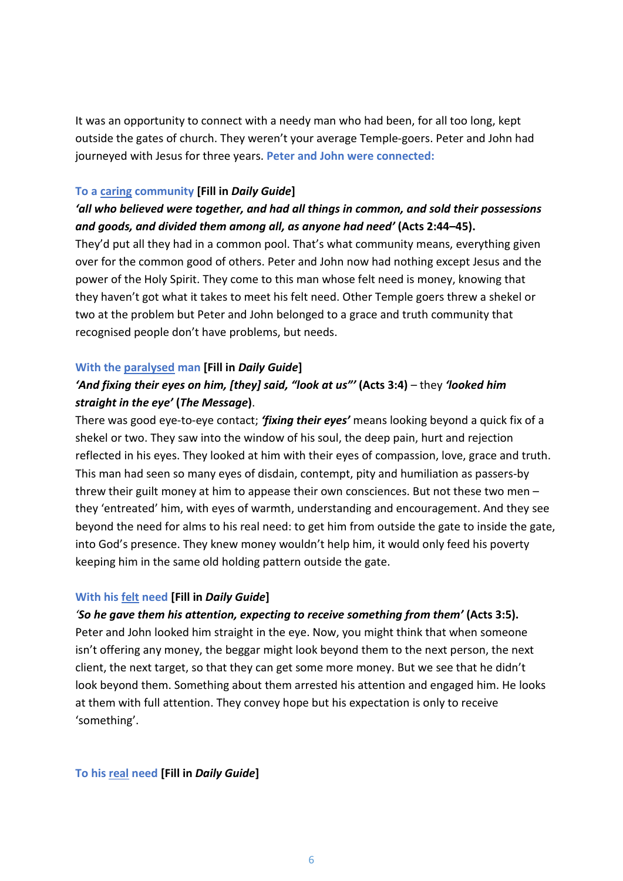It was an opportunity to connect with a needy man who had been, for all too long, kept outside the gates of church. They weren't your average Temple-goers. Peter and John had journeyed with Jesus for three years. **Peter and John were connected:**

**To a <u>caring</u> community [Fill in *Daily Guide*]**

***'all who believed were together, and had all things in common, and sold their possessions and goods, and divided them among all, as anyone had need'* (Acts 2:44–45).**

They'd put all they had in a common pool. That's what community means, everything given over for the common good of others. Peter and John now had nothing except Jesus and the power of the Holy Spirit. They come to this man whose felt need is money, knowing that they haven't got what it takes to meet his felt need. Other Temple goers threw a shekel or two at the problem but Peter and John belonged to a grace and truth community that recognised people don't have problems, but needs.

**With the <u>paralysed</u> man [Fill in *Daily Guide*]**

***'And fixing their eyes on him, [they] said, "look at us"'* (Acts 3:4)** – they ***'looked him straight in the eye'* (*The Message*)**.

There was good eye-to-eye contact; ***'fixing their eyes'*** means looking beyond a quick fix of a shekel or two. They saw into the window of his soul, the deep pain, hurt and rejection reflected in his eyes. They looked at him with their eyes of compassion, love, grace and truth. This man had seen so many eyes of disdain, contempt, pity and humiliation as passers-by threw their guilt money at him to appease their own consciences. But not these two men – they 'entreated' him, with eyes of warmth, understanding and encouragement. And they see beyond the need for alms to his real need: to get him from outside the gate to inside the gate, into God's presence. They knew money wouldn't help him, it would only feed his poverty keeping him in the same old holding pattern outside the gate.

**With his <u>felt</u> need [Fill in *Daily Guide*]**

***'So he gave them his attention, expecting to receive something from them'* (Acts 3:5).**

Peter and John looked him straight in the eye. Now, you might think that when someone isn't offering any money, the beggar might look beyond them to the next person, the next client, the next target, so that they can get some more money. But we see that he didn't look beyond them. Something about them arrested his attention and engaged him. He looks at them with full attention. They convey hope but his expectation is only to receive 'something'.

**To his <u>real</u> need [Fill in *Daily Guide*]**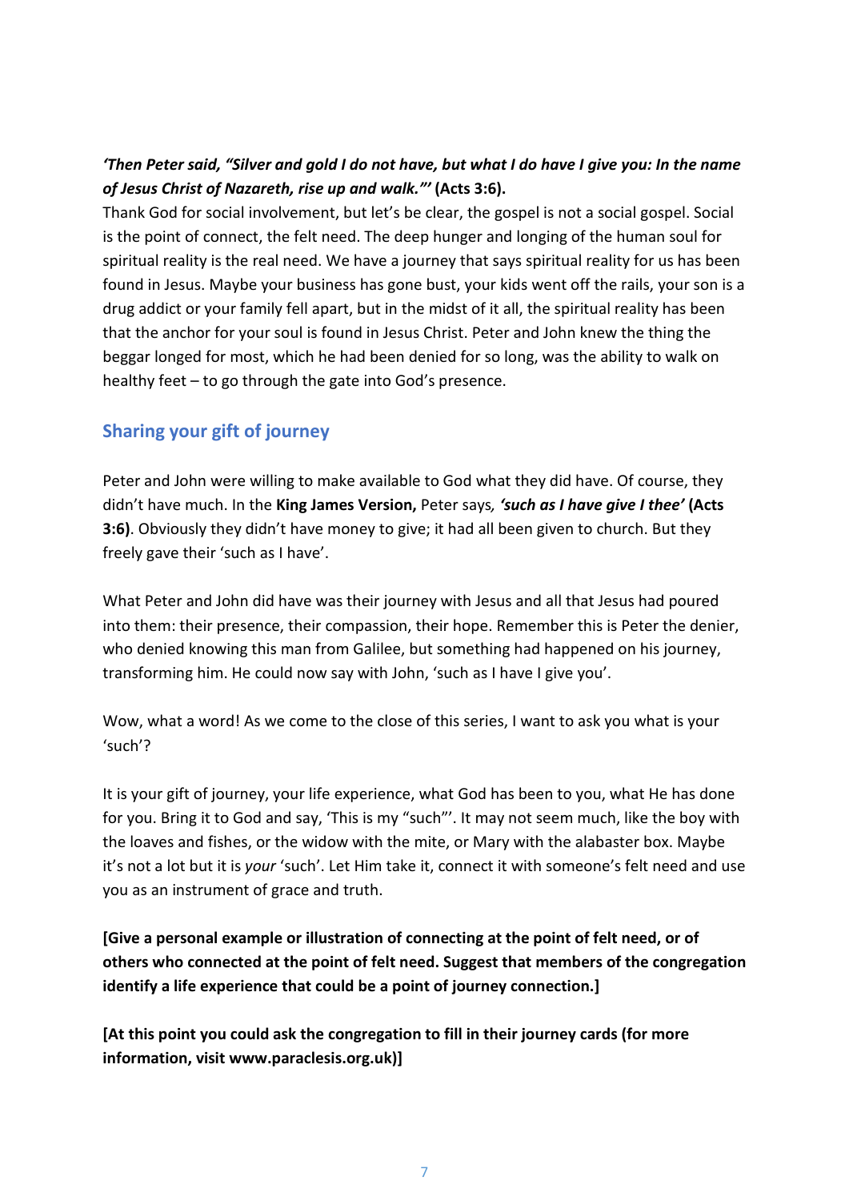***'Then Peter said, "Silver and gold I do not have, but what I do have I give you: In the name of Jesus Christ of Nazareth, rise up and walk."'* (Acts 3:6).**

Thank God for social involvement, but let's be clear, the gospel is not a social gospel. Social is the point of connect, the felt need. The deep hunger and longing of the human soul for spiritual reality is the real need. We have a journey that says spiritual reality for us has been found in Jesus. Maybe your business has gone bust, your kids went off the rails, your son is a drug addict or your family fell apart, but in the midst of it all, the spiritual reality has been that the anchor for your soul is found in Jesus Christ. Peter and John knew the thing the beggar longed for most, which he had been denied for so long, was the ability to walk on healthy feet – to go through the gate into God's presence.

## Sharing your gift of journey

Peter and John were willing to make available to God what they did have. Of course, they didn't have much. In the **King James Version,** Peter says*, **'such as I have give I thee'*** **(Acts 3:6)**. Obviously they didn't have money to give; it had all been given to church. But they freely gave their 'such as I have'.

What Peter and John did have was their journey with Jesus and all that Jesus had poured into them: their presence, their compassion, their hope. Remember this is Peter the denier, who denied knowing this man from Galilee, but something had happened on his journey, transforming him. He could now say with John, 'such as I have I give you'.

Wow, what a word! As we come to the close of this series, I want to ask you what is your 'such'?

It is your gift of journey, your life experience, what God has been to you, what He has done for you. Bring it to God and say, 'This is my "such"'. It may not seem much, like the boy with the loaves and fishes, or the widow with the mite, or Mary with the alabaster box. Maybe it's not a lot but it is *your* 'such'. Let Him take it, connect it with someone's felt need and use you as an instrument of grace and truth.

**[Give a personal example or illustration of connecting at the point of felt need, or of others who connected at the point of felt need. Suggest that members of the congregation identify a life experience that could be a point of journey connection.]**

**[At this point you could ask the congregation to fill in their journey cards (for more information, visit www.paraclesis.org.uk)]**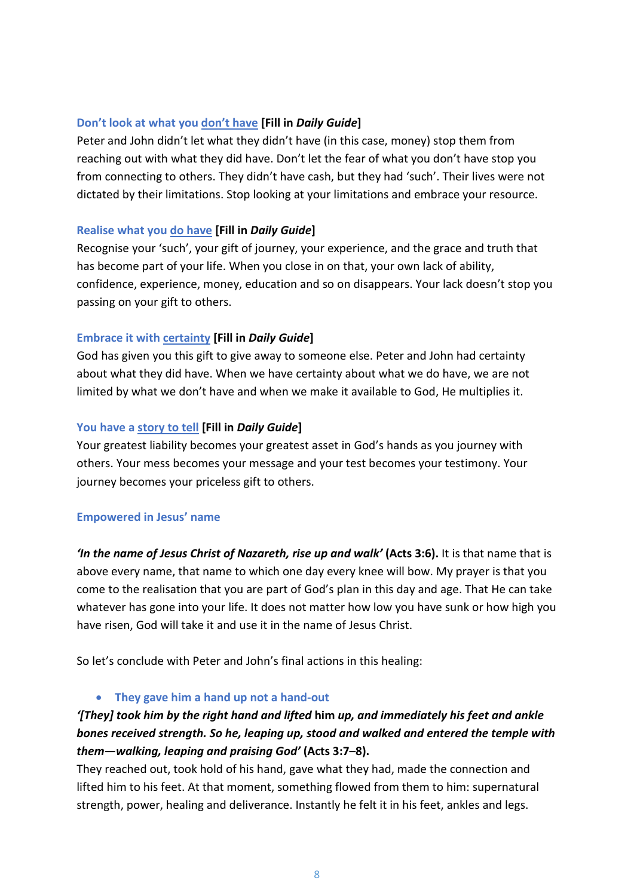### Don't look at what you <u>don't have</u> [Fill in *Daily Guide*]

Peter and John didn't let what they didn't have (in this case, money) stop them from reaching out with what they did have. Don't let the fear of what you don't have stop you from connecting to others. They didn't have cash, but they had 'such'. Their lives were not dictated by their limitations. Stop looking at your limitations and embrace your resource.

### Realise what you <u>do have</u> [Fill in *Daily Guide*]

Recognise your 'such', your gift of journey, your experience, and the grace and truth that has become part of your life. When you close in on that, your own lack of ability, confidence, experience, money, education and so on disappears. Your lack doesn't stop you passing on your gift to others.

### Embrace it with <u>certainty</u> [Fill in *Daily Guide*]

God has given you this gift to give away to someone else. Peter and John had certainty about what they did have. When we have certainty about what we do have, we are not limited by what we don't have and when we make it available to God, He multiplies it.

### You have a <u>story to tell</u> [Fill in *Daily Guide*]

Your greatest liability becomes your greatest asset in God's hands as you journey with others. Your mess becomes your message and your test becomes your testimony. Your journey becomes your priceless gift to others.

### Empowered in Jesus' name

***'In the name of Jesus Christ of Nazareth, rise up and walk'* (Acts 3:6).** It is that name that is above every name, that name to which one day every knee will bow. My prayer is that you come to the realisation that you are part of God's plan in this day and age. That He can take whatever has gone into your life. It does not matter how low you have sunk or how high you have risen, God will take it and use it in the name of Jesus Christ.

So let's conclude with Peter and John's final actions in this healing:

- **They gave him a hand up not a hand-out**

***'[They] took him by the right hand and lifted* him *up, and immediately his feet and ankle bones received strength. So he, leaping up, stood and walked and entered the temple with them—walking, leaping and praising God'* (Acts 3:7–8).**

They reached out, took hold of his hand, gave what they had, made the connection and lifted him to his feet. At that moment, something flowed from them to him: supernatural strength, power, healing and deliverance. Instantly he felt it in his feet, ankles and legs.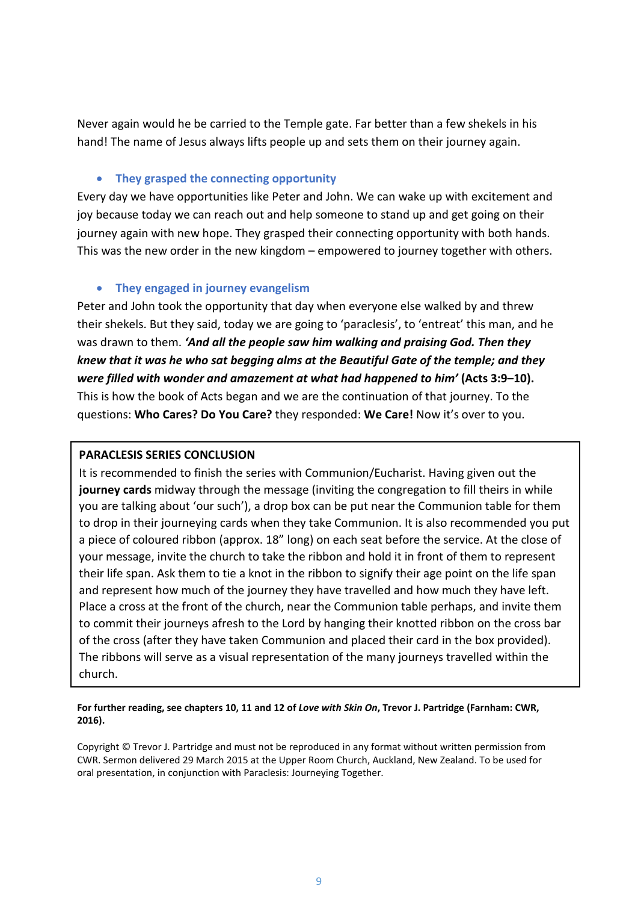Never again would he be carried to the Temple gate. Far better than a few shekels in his hand! The name of Jesus always lifts people up and sets them on their journey again.

- **They grasped the connecting opportunity**

Every day we have opportunities like Peter and John. We can wake up with excitement and joy because today we can reach out and help someone to stand up and get going on their journey again with new hope. They grasped their connecting opportunity with both hands. This was the new order in the new kingdom – empowered to journey together with others.

- **They engaged in journey evangelism**

Peter and John took the opportunity that day when everyone else walked by and threw their shekels. But they said, today we are going to 'paraclesis', to 'entreat' this man, and he was drawn to them. ***'And all the people saw him walking and praising God. Then they knew that it was he who sat begging alms at the Beautiful Gate of the temple; and they were filled with wonder and amazement at what had happened to him'*** **(Acts 3:9–10).** This is how the book of Acts began and we are the continuation of that journey. To the questions: **Who Cares? Do You Care?** they responded: **We Care!** Now it's over to you.

**PARACLESIS SERIES CONCLUSION**

It is recommended to finish the series with Communion/Eucharist. Having given out the **journey cards** midway through the message (inviting the congregation to fill theirs in while you are talking about 'our such'), a drop box can be put near the Communion table for them to drop in their journeying cards when they take Communion. It is also recommended you put a piece of coloured ribbon (approx. 18" long) on each seat before the service. At the close of your message, invite the church to take the ribbon and hold it in front of them to represent their life span. Ask them to tie a knot in the ribbon to signify their age point on the life span and represent how much of the journey they have travelled and how much they have left. Place a cross at the front of the church, near the Communion table perhaps, and invite them to commit their journeys afresh to the Lord by hanging their knotted ribbon on the cross bar of the cross (after they have taken Communion and placed their card in the box provided). The ribbons will serve as a visual representation of the many journeys travelled within the church.

**For further reading, see chapters 10, 11 and 12 of *Love with Skin On*, Trevor J. Partridge (Farnham: CWR, 2016).**

Copyright © Trevor J. Partridge and must not be reproduced in any format without written permission from CWR. Sermon delivered 29 March 2015 at the Upper Room Church, Auckland, New Zealand. To be used for oral presentation, in conjunction with Paraclesis: Journeying Together.